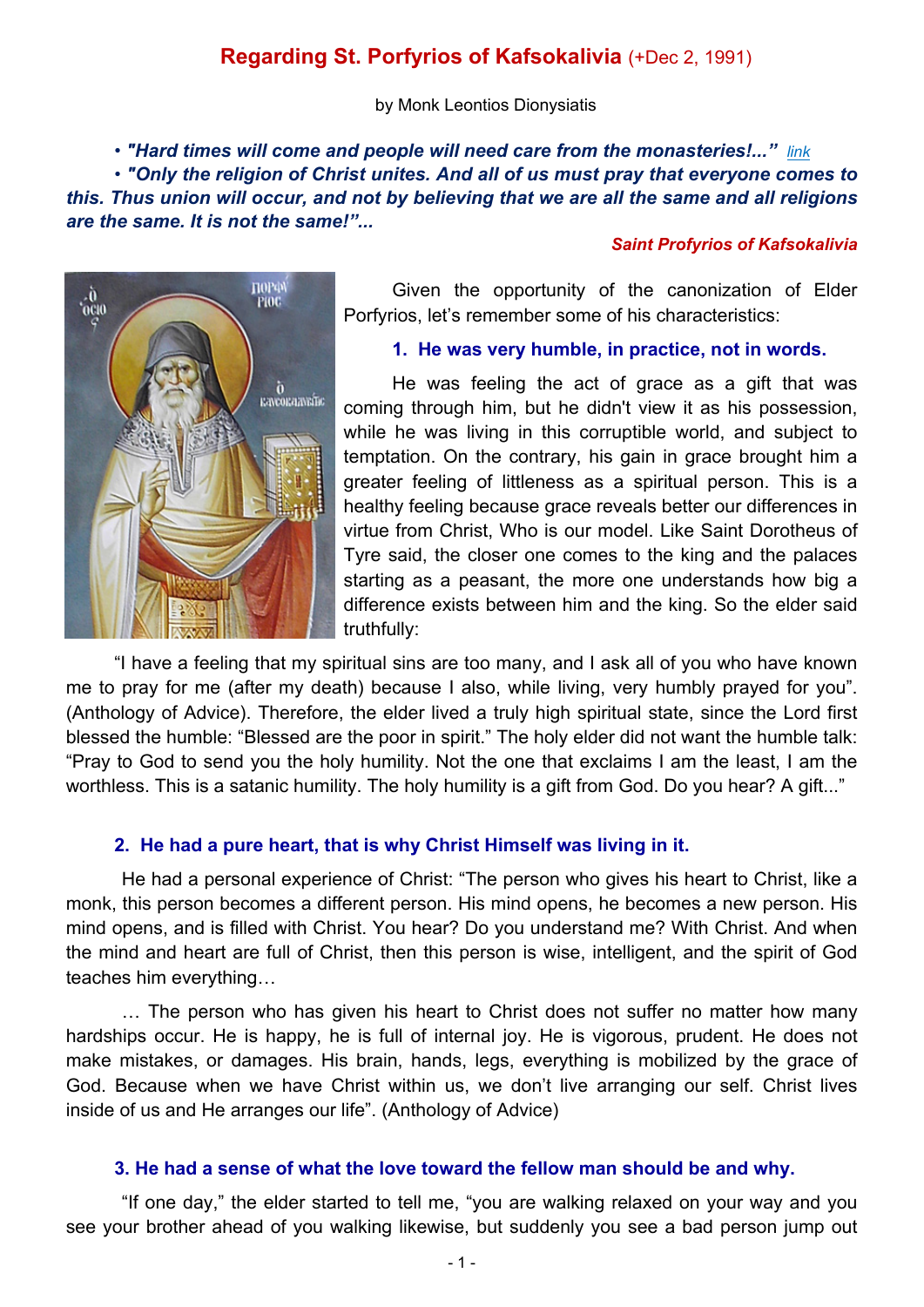# Regarding St. Porfyrios of Kafsokalivia (+Dec 2, 1991)

by Monk Leontios Dionysiatis

• ***"Hard times will come and people will need care from the monasteries!..."*** *link*

• ***"Only the religion of Christ unites. And all of us must pray that everyone comes to this. Thus union will occur, and not by believing that we are all the same and all religions are the same. It is not the same!"...***

***Saint Profyrios of Kafsokalivia***

Given the opportunity of the canonization of Elder Porfyrios, let's remember some of his characteristics:

### 1. He was very humble, in practice, not in words.

He was feeling the act of grace as a gift that was coming through him, but he didn't view it as his possession, while he was living in this corruptible world, and subject to temptation. On the contrary, his gain in grace brought him a greater feeling of littleness as a spiritual person. This is a healthy feeling because grace reveals better our differences in virtue from Christ, Who is our model. Like Saint Dorotheus of Tyre said, the closer one comes to the king and the palaces starting as a peasant, the more one understands how big a difference exists between him and the king. So the elder said truthfully:

"I have a feeling that my spiritual sins are too many, and I ask all of you who have known me to pray for me (after my death) because I also, while living, very humbly prayed for you". (Anthology of Advice). Therefore, the elder lived a truly high spiritual state, since the Lord first blessed the humble: "Blessed are the poor in spirit." The holy elder did not want the humble talk: "Pray to God to send you the holy humility. Not the one that exclaims I am the least, I am the worthless. This is a satanic humility. The holy humility is a gift from God. Do you hear? A gift..."

### 2. He had a pure heart, that is why Christ Himself was living in it.

He had a personal experience of Christ: "The person who gives his heart to Christ, like a monk, this person becomes a different person. His mind opens, he becomes a new person. His mind opens, and is filled with Christ. You hear? Do you understand me? With Christ. And when the mind and heart are full of Christ, then this person is wise, intelligent, and the spirit of God teaches him everything…

… The person who has given his heart to Christ does not suffer no matter how many hardships occur. He is happy, he is full of internal joy. He is vigorous, prudent. He does not make mistakes, or damages. His brain, hands, legs, everything is mobilized by the grace of God. Because when we have Christ within us, we don't live arranging our self. Christ lives inside of us and He arranges our life". (Anthology of Advice)

### 3. He had a sense of what the love toward the fellow man should be and why.

"If one day," the elder started to tell me, "you are walking relaxed on your way and you see your brother ahead of you walking likewise, but suddenly you see a bad person jump out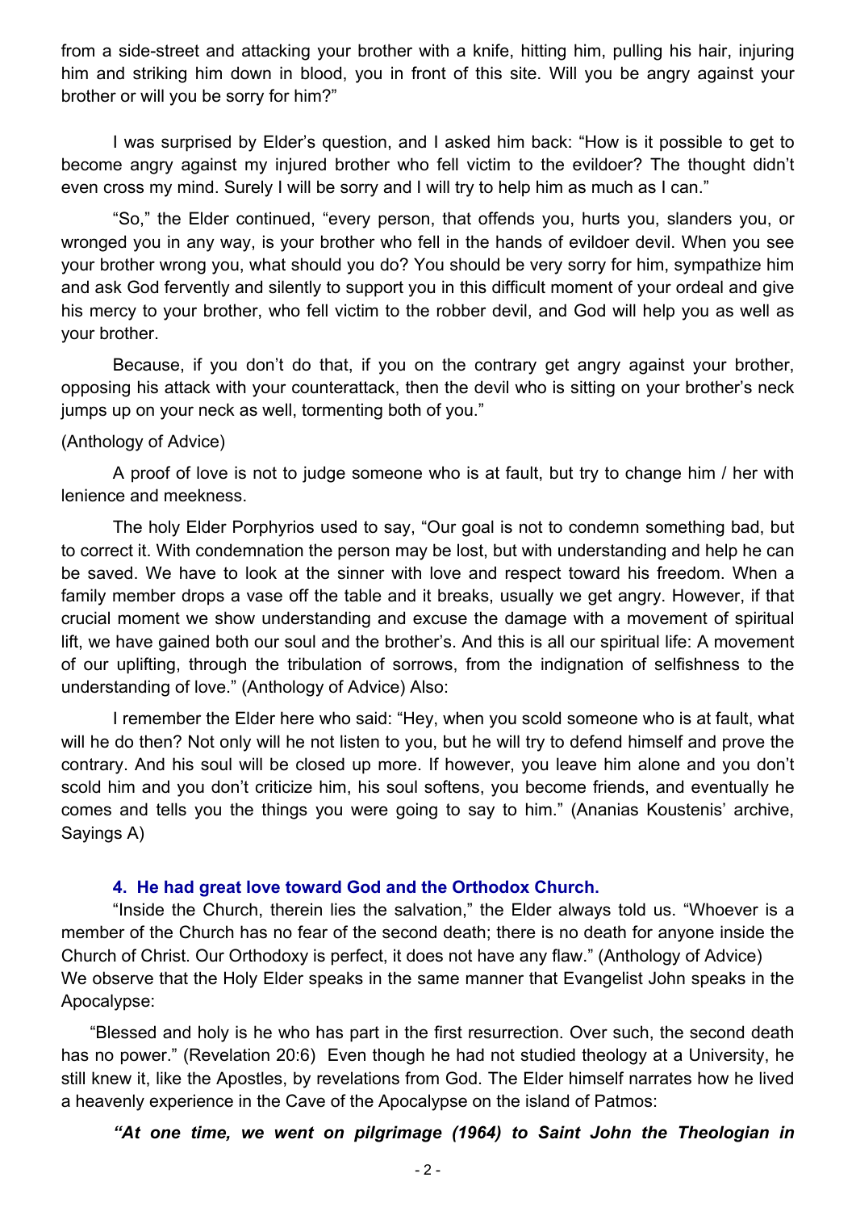from a side-street and attacking your brother with a knife, hitting him, pulling his hair, injuring him and striking him down in blood, you in front of this site. Will you be angry against your brother or will you be sorry for him?"

I was surprised by Elder's question, and I asked him back: "How is it possible to get to become angry against my injured brother who fell victim to the evildoer? The thought didn't even cross my mind. Surely I will be sorry and I will try to help him as much as I can."

"So," the Elder continued, "every person, that offends you, hurts you, slanders you, or wronged you in any way, is your brother who fell in the hands of evildoer devil. When you see your brother wrong you, what should you do? You should be very sorry for him, sympathize him and ask God fervently and silently to support you in this difficult moment of your ordeal and give his mercy to your brother, who fell victim to the robber devil, and God will help you as well as your brother.

Because, if you don't do that, if you on the contrary get angry against your brother, opposing his attack with your counterattack, then the devil who is sitting on your brother's neck jumps up on your neck as well, tormenting both of you."

(Anthology of Advice)

A proof of love is not to judge someone who is at fault, but try to change him / her with lenience and meekness.

The holy Elder Porphyrios used to say, "Our goal is not to condemn something bad, but to correct it. With condemnation the person may be lost, but with understanding and help he can be saved. We have to look at the sinner with love and respect toward his freedom. When a family member drops a vase off the table and it breaks, usually we get angry. However, if that crucial moment we show understanding and excuse the damage with a movement of spiritual lift, we have gained both our soul and the brother's. And this is all our spiritual life: A movement of our uplifting, through the tribulation of sorrows, from the indignation of selfishness to the understanding of love." (Anthology of Advice) Also:

I remember the Elder here who said: "Hey, when you scold someone who is at fault, what will he do then? Not only will he not listen to you, but he will try to defend himself and prove the contrary. And his soul will be closed up more. If however, you leave him alone and you don't scold him and you don't criticize him, his soul softens, you become friends, and eventually he comes and tells you the things you were going to say to him." (Ananias Koustenis' archive, Sayings A)

### 4. He had great love toward God and the Orthodox Church.

"Inside the Church, therein lies the salvation," the Elder always told us. "Whoever is a member of the Church has no fear of the second death; there is no death for anyone inside the Church of Christ. Our Orthodoxy is perfect, it does not have any flaw." (Anthology of Advice)
We observe that the Holy Elder speaks in the same manner that Evangelist John speaks in the Apocalypse:

"Blessed and holy is he who has part in the first resurrection. Over such, the second death has no power." (Revelation 20:6) Even though he had not studied theology at a University, he still knew it, like the Apostles, by revelations from God. The Elder himself narrates how he lived a heavenly experience in the Cave of the Apocalypse on the island of Patmos:

***"At one time, we went on pilgrimage (1964) to Saint John the Theologian in***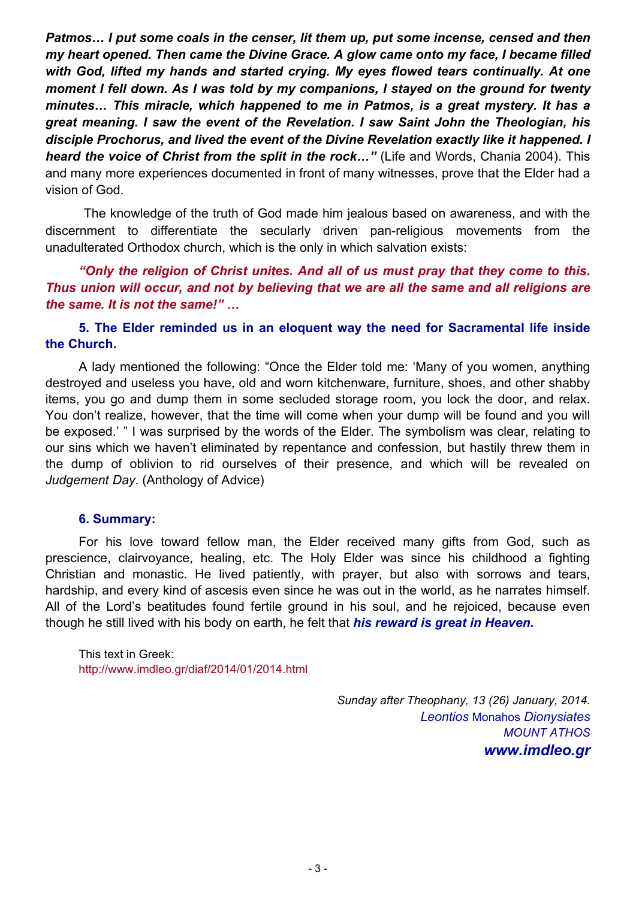***Patmos… I put some coals in the censer, lit them up, put some incense, censed and then my heart opened. Then came the Divine Grace. A glow came onto my face, I became filled with God, lifted my hands and started crying. My eyes flowed tears continually. At one moment I fell down. As I was told by my companions, I stayed on the ground for twenty minutes… This miracle, which happened to me in Patmos, is a great mystery. It has a great meaning. I saw the event of the Revelation. I saw Saint John the Theologian, his disciple Prochorus, and lived the event of the Divine Revelation exactly like it happened. I heard the voice of Christ from the split in the rock…"*** (Life and Words, Chania 2004). This and many more experiences documented in front of many witnesses, prove that the Elder had a vision of God.

The knowledge of the truth of God made him jealous based on awareness, and with the discernment to differentiate the secularly driven pan-religious movements from the unadulterated Orthodox church, which is the only in which salvation exists:

***"Only the religion of Christ unites. And all of us must pray that they come to this. Thus union will occur, and not by believing that we are all the same and all religions are the same. It is not the same!" …***

**5. The Elder reminded us in an eloquent way the need for Sacramental life inside the Church.**

A lady mentioned the following: "Once the Elder told me: 'Many of you women, anything destroyed and useless you have, old and worn kitchenware, furniture, shoes, and other shabby items, you go and dump them in some secluded storage room, you lock the door, and relax. You don't realize, however, that the time will come when your dump will be found and you will be exposed.' " I was surprised by the words of the Elder. The symbolism was clear, relating to our sins which we haven't eliminated by repentance and confession, but hastily threw them in the dump of oblivion to rid ourselves of their presence, and which will be revealed on *Judgement Day*. (Anthology of Advice)

**6. Summary:**

For his love toward fellow man, the Elder received many gifts from God, such as prescience, clairvoyance, healing, etc. The Holy Elder was since his childhood a fighting Christian and monastic. He lived patiently, with prayer, but also with sorrows and tears, hardship, and every kind of ascesis even since he was out in the world, as he narrates himself. All of the Lord's beatitudes found fertile ground in his soul, and he rejoiced, because even though he still lived with his body on earth, he felt that ***his reward is great in Heaven.***

This text in Greek:
http://www.imdleo.gr/diaf/2014/01/2014.html

*Sunday after Theophany, 13 (26) January, 2014.*
*Leontios* Monahos *Dionysiates*
*MOUNT ATHOS*
***www.imdleo.gr***